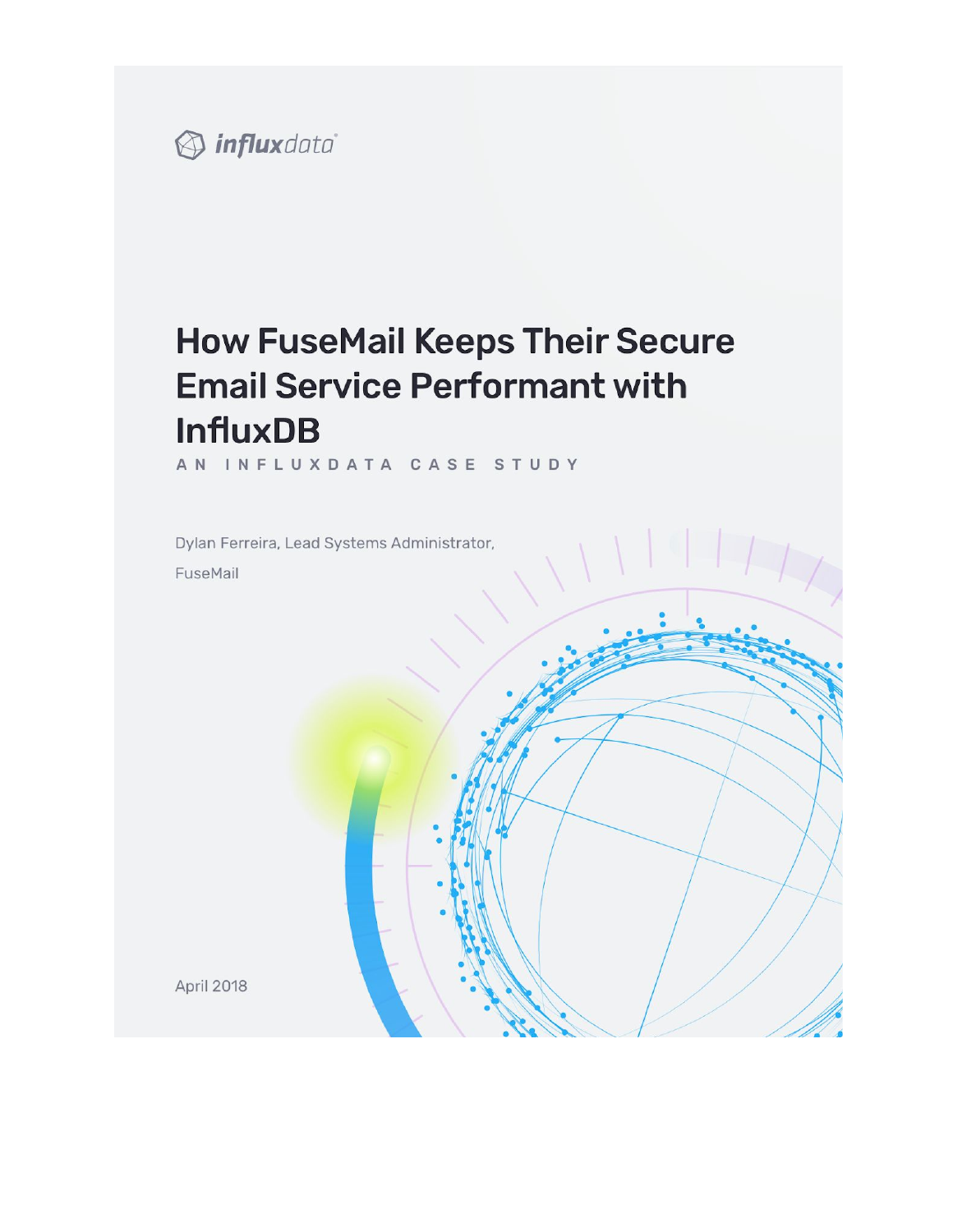influxdata

# How FuseMail Keeps Their Secure Email Service Performant with InfluxDB

AN INFLUXDATA CASE STUDY

Dylan Ferreira, Lead Systems Administrator,
FuseMail

April 2018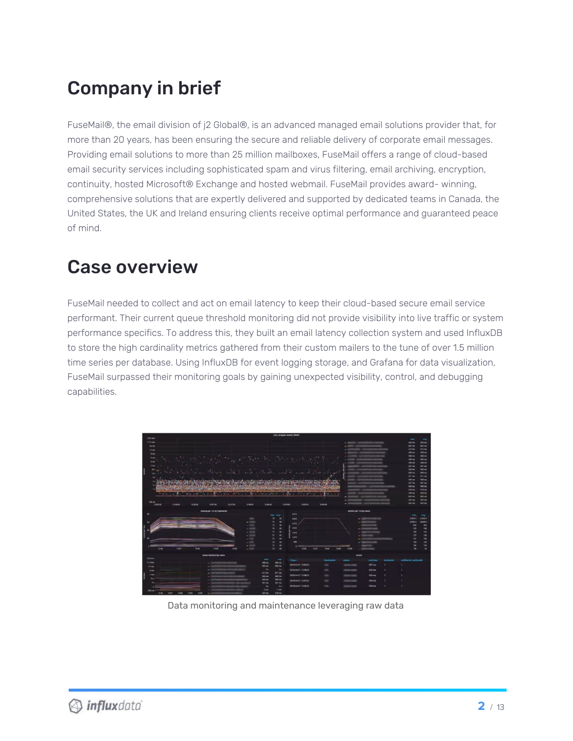# Company in brief

FuseMail®, the email division of j2 Global®, is an advanced managed email solutions provider that, for more than 20 years, has been ensuring the secure and reliable delivery of corporate email messages. Providing email solutions to more than 25 million mailboxes, FuseMail offers a range of cloud-based email security services including sophisticated spam and virus filtering, email archiving, encryption, continuity, hosted Microsoft® Exchange and hosted webmail. FuseMail provides award- winning, comprehensive solutions that are expertly delivered and supported by dedicated teams in Canada, the United States, the UK and Ireland ensuring clients receive optimal performance and guaranteed peace of mind.

# Case overview

FuseMail needed to collect and act on email latency to keep their cloud-based secure email service performant. Their current queue threshold monitoring did not provide visibility into live traffic or system performance specifics. To address this, they built an email latency collection system and used InfluxDB to store the high cardinality metrics gathered from their custom mailers to the tune of over 1.5 million time series per database. Using InfluxDB for event logging storage, and Grafana for data visualization, FuseMail surpassed their monitoring goals by gaining unexpected visibility, control, and debugging capabilities.

Data monitoring and maintenance leveraging raw data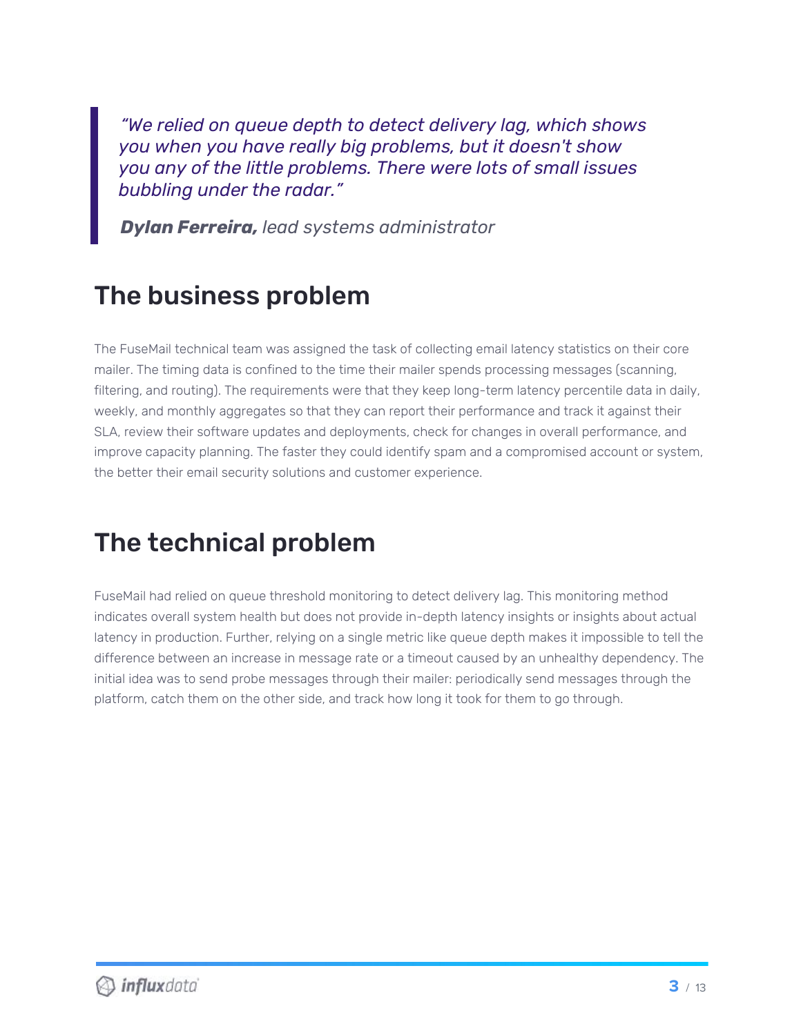> *"We relied on queue depth to detect delivery lag, which shows you when you have really big problems, but it doesn't show you any of the little problems. There were lots of small issues bubbling under the radar."*
>
> ***Dylan Ferreira,*** *lead systems administrator*

## The business problem

The FuseMail technical team was assigned the task of collecting email latency statistics on their core mailer. The timing data is confined to the time their mailer spends processing messages (scanning, filtering, and routing). The requirements were that they keep long-term latency percentile data in daily, weekly, and monthly aggregates so that they can report their performance and track it against their SLA, review their software updates and deployments, check for changes in overall performance, and improve capacity planning. The faster they could identify spam and a compromised account or system, the better their email security solutions and customer experience.

## The technical problem

FuseMail had relied on queue threshold monitoring to detect delivery lag. This monitoring method indicates overall system health but does not provide in-depth latency insights or insights about actual latency in production. Further, relying on a single metric like queue depth makes it impossible to tell the difference between an increase in message rate or a timeout caused by an unhealthy dependency. The initial idea was to send probe messages through their mailer: periodically send messages through the platform, catch them on the other side, and track how long it took for them to go through.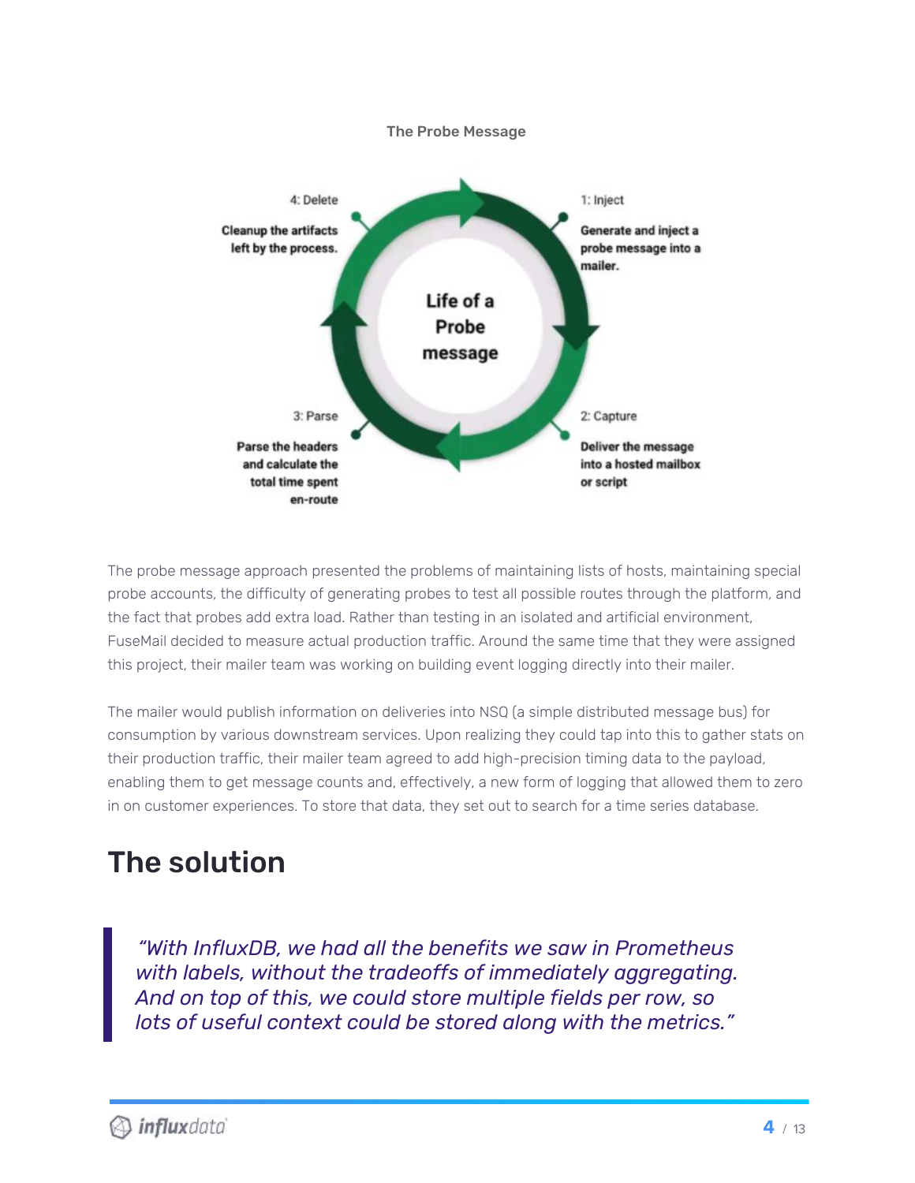**The Probe Message**

Life of a Probe message

1: Inject

Generate and inject a probe message into a mailer.

2: Capture

Deliver the message into a hosted mailbox or script

3: Parse

Parse the headers and calculate the total time spent en-route

4: Delete

Cleanup the artifacts left by the process.

The probe message approach presented the problems of maintaining lists of hosts, maintaining special probe accounts, the difficulty of generating probes to test all possible routes through the platform, and the fact that probes add extra load. Rather than testing in an isolated and artificial environment, FuseMail decided to measure actual production traffic. Around the same time that they were assigned this project, their mailer team was working on building event logging directly into their mailer.

The mailer would publish information on deliveries into NSQ (a simple distributed message bus) for consumption by various downstream services. Upon realizing they could tap into this to gather stats on their production traffic, their mailer team agreed to add high-precision timing data to the payload, enabling them to get message counts and, effectively, a new form of logging that allowed them to zero in on customer experiences. To store that data, they set out to search for a time series database.

## The solution

> *"With InfluxDB, we had all the benefits we saw in Prometheus with labels, without the tradeoffs of immediately aggregating. And on top of this, we could store multiple fields per row, so lots of useful context could be stored along with the metrics."*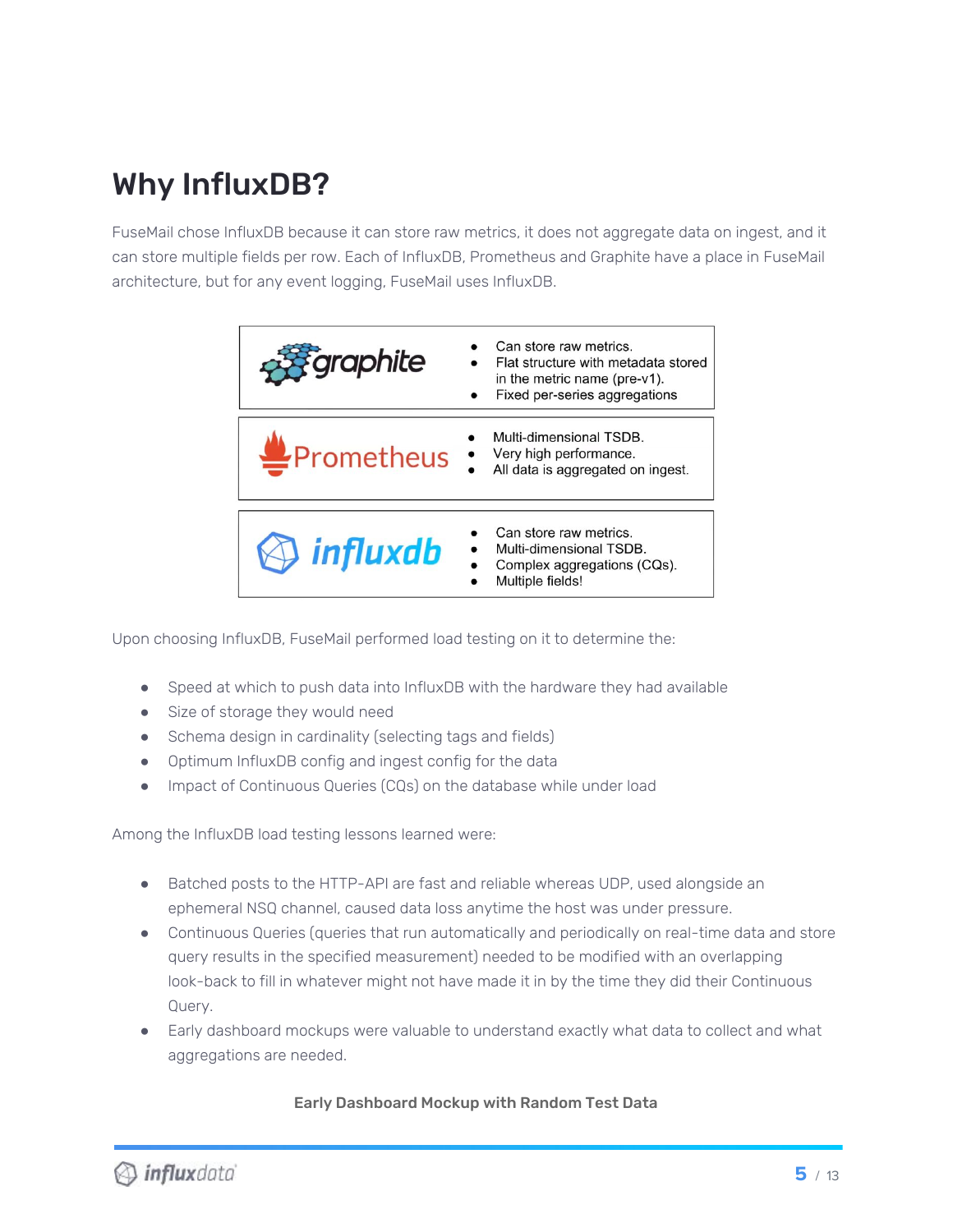# Why InfluxDB?

FuseMail chose InfluxDB because it can store raw metrics, it does not aggregate data on ingest, and it can store multiple fields per row. Each of InfluxDB, Prometheus and Graphite have a place in FuseMail architecture, but for any event logging, FuseMail uses InfluxDB.

| | |
|---|---|
| graphite | • Can store raw metrics.<br>• Flat structure with metadata stored in the metric name (pre-v1).<br>• Fixed per-series aggregations |
| Prometheus | • Multi-dimensional TSDB.<br>• Very high performance.<br>• All data is aggregated on ingest. |
| influxdb | • Can store raw metrics.<br>• Multi-dimensional TSDB.<br>• Complex aggregations (CQs).<br>• Multiple fields! |

Upon choosing InfluxDB, FuseMail performed load testing on it to determine the:

- Speed at which to push data into InfluxDB with the hardware they had available
- Size of storage they would need
- Schema design in cardinality (selecting tags and fields)
- Optimum InfluxDB config and ingest config for the data
- Impact of Continuous Queries (CQs) on the database while under load

Among the InfluxDB load testing lessons learned were:

- Batched posts to the HTTP-API are fast and reliable whereas UDP, used alongside an ephemeral NSQ channel, caused data loss anytime the host was under pressure.
- Continuous Queries (queries that run automatically and periodically on real-time data and store query results in the specified measurement) needed to be modified with an overlapping look-back to fill in whatever might not have made it in by the time they did their Continuous Query.
- Early dashboard mockups were valuable to understand exactly what data to collect and what aggregations are needed.

**Early Dashboard Mockup with Random Test Data**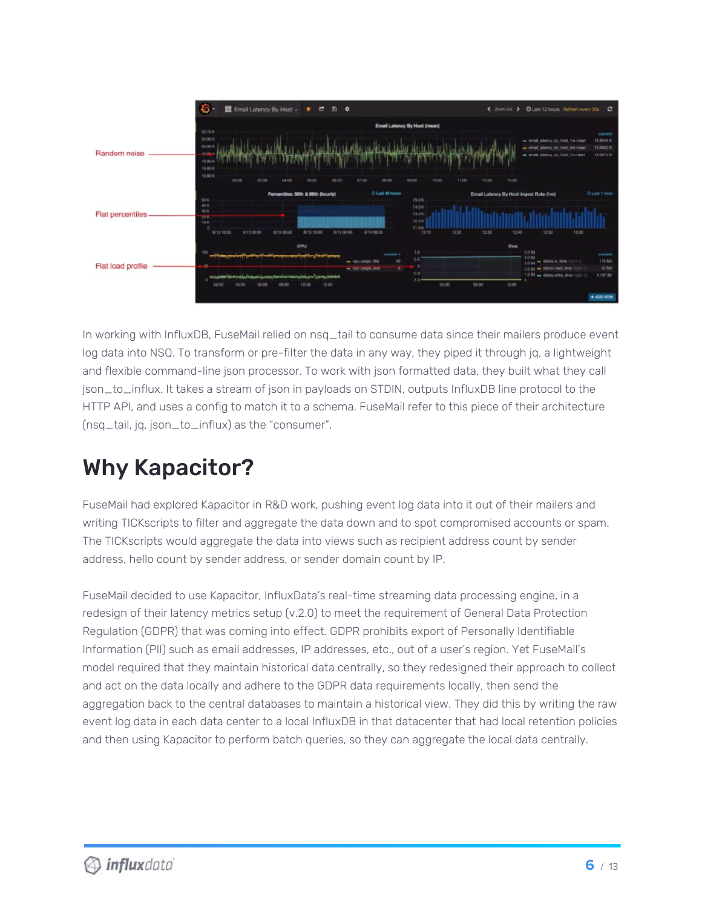In working with InfluxDB, FuseMail relied on nsq_tail to consume data since their mailers produce event log data into NSQ. To transform or pre-filter the data in any way, they piped it through jq, a lightweight and flexible command-line json processor. To work with json formatted data, they built what they call json_to_influx. It takes a stream of json in payloads on STDIN, outputs InfluxDB line protocol to the HTTP API, and uses a config to match it to a schema. FuseMail refer to this piece of their architecture (nsq_tail, jq, json_to_influx) as the "consumer".

## Why Kapacitor?

FuseMail had explored Kapacitor in R&D work, pushing event log data into it out of their mailers and writing TICKscripts to filter and aggregate the data down and to spot compromised accounts or spam. The TICKscripts would aggregate the data into views such as recipient address count by sender address, hello count by sender address, or sender domain count by IP.

FuseMail decided to use Kapacitor, InfluxData's real-time streaming data processing engine, in a redesign of their latency metrics setup (v.2.0) to meet the requirement of General Data Protection Regulation (GDPR) that was coming into effect. GDPR prohibits export of Personally Identifiable Information (PII) such as email addresses, IP addresses, etc., out of a user's region. Yet FuseMail's model required that they maintain historical data centrally, so they redesigned their approach to collect and act on the data locally and adhere to the GDPR data requirements locally, then send the aggregation back to the central databases to maintain a historical view. They did this by writing the raw event log data in each data center to a local InfluxDB in that datacenter that had local retention policies and then using Kapacitor to perform batch queries, so they can aggregate the local data centrally.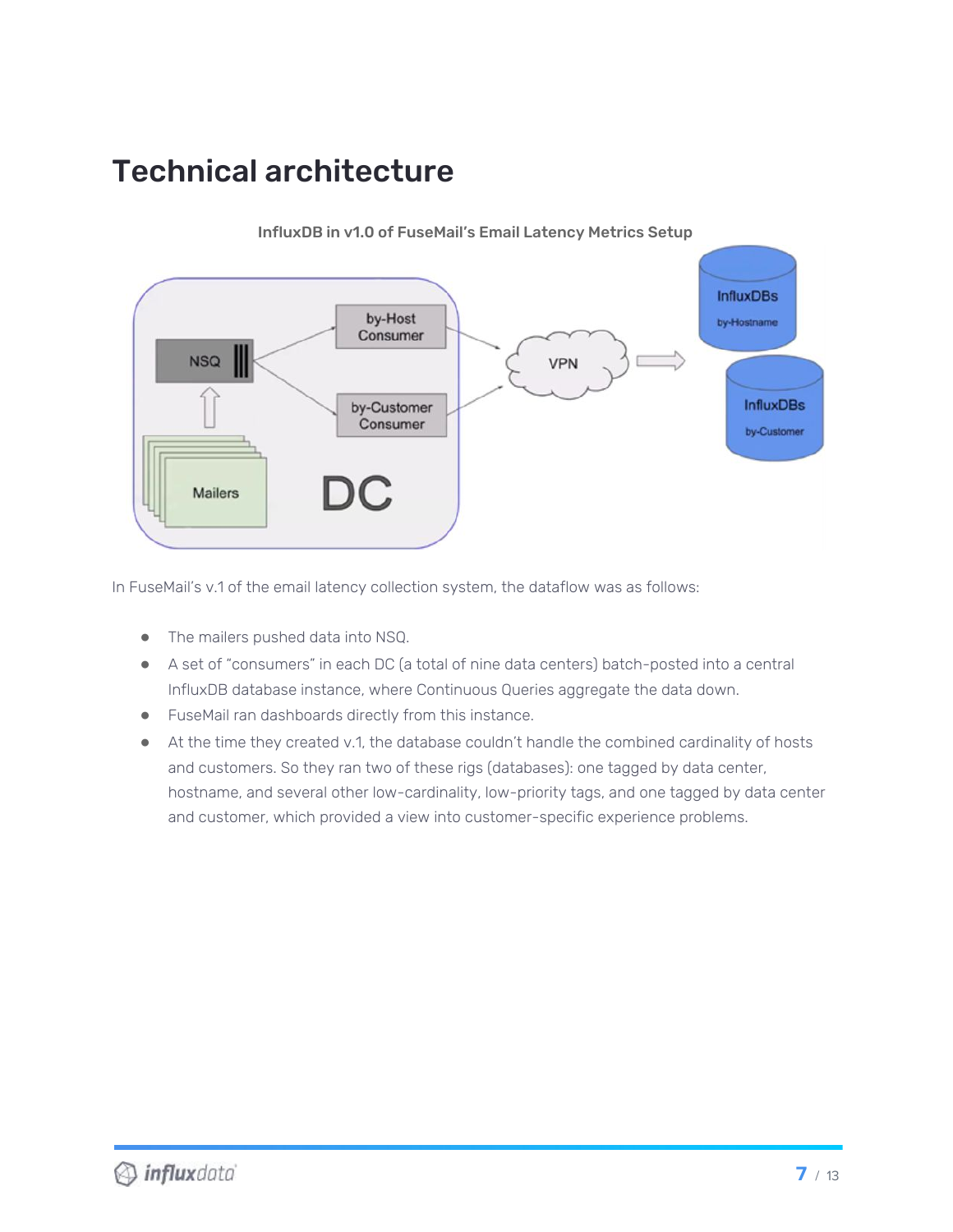# Technical architecture

**InfluxDB in v1.0 of FuseMail's Email Latency Metrics Setup**

In FuseMail's v.1 of the email latency collection system, the dataflow was as follows:

- The mailers pushed data into NSQ.
- A set of "consumers" in each DC (a total of nine data centers) batch-posted into a central InfluxDB database instance, where Continuous Queries aggregate the data down.
- FuseMail ran dashboards directly from this instance.
- At the time they created v.1, the database couldn't handle the combined cardinality of hosts and customers. So they ran two of these rigs (databases): one tagged by data center, hostname, and several other low-cardinality, low-priority tags, and one tagged by data center and customer, which provided a view into customer-specific experience problems.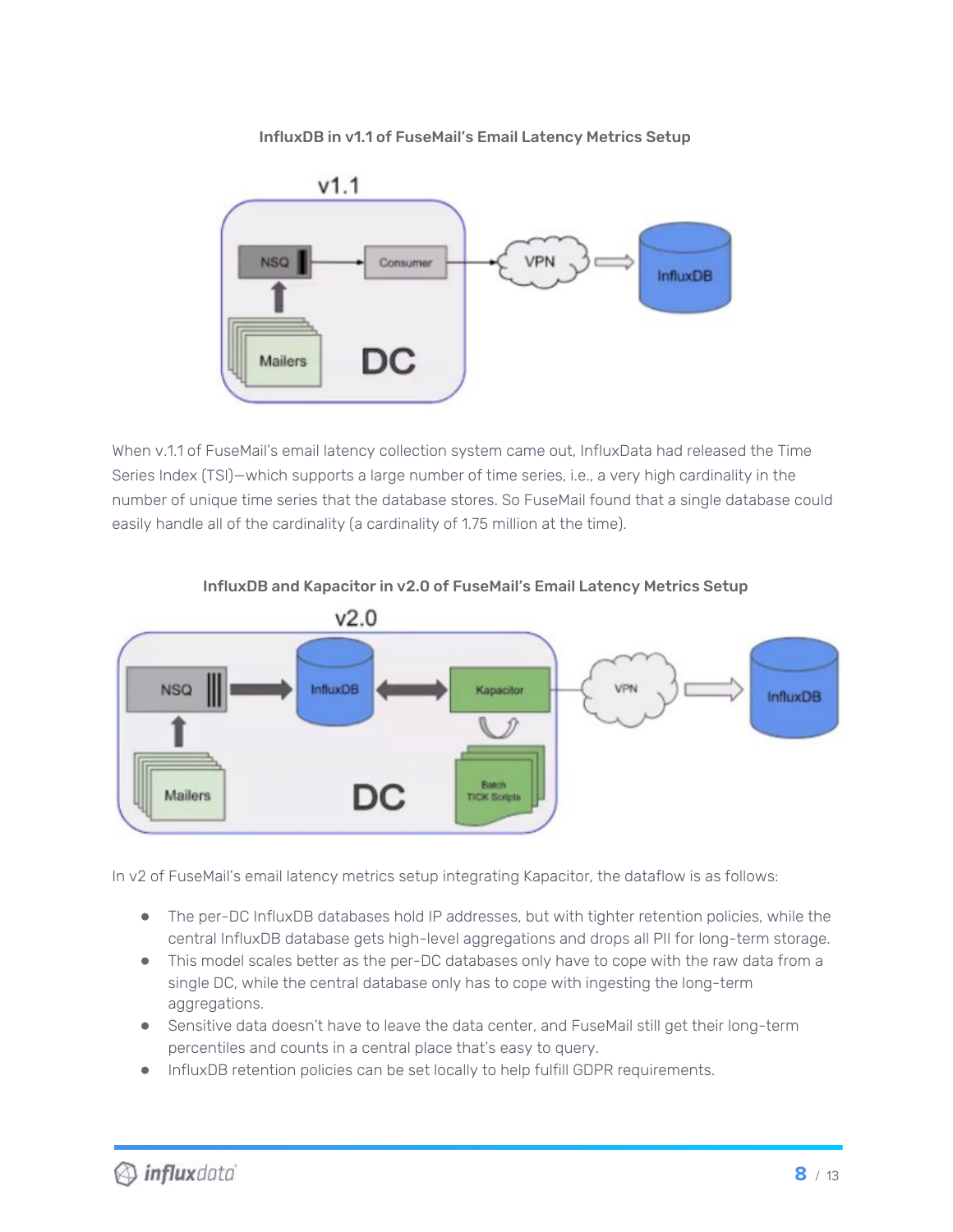**InfluxDB in v1.1 of FuseMail's Email Latency Metrics Setup**

When v.1.1 of FuseMail's email latency collection system came out, InfluxData had released the Time Series Index (TSI)—which supports a large number of time series, i.e., a very high cardinality in the number of unique time series that the database stores. So FuseMail found that a single database could easily handle all of the cardinality (a cardinality of 1.75 million at the time).

**InfluxDB and Kapacitor in v2.0 of FuseMail's Email Latency Metrics Setup**

In v2 of FuseMail's email latency metrics setup integrating Kapacitor, the dataflow is as follows:

- The per-DC InfluxDB databases hold IP addresses, but with tighter retention policies, while the central InfluxDB database gets high-level aggregations and drops all PII for long-term storage.
- This model scales better as the per-DC databases only have to cope with the raw data from a single DC, while the central database only has to cope with ingesting the long-term aggregations.
- Sensitive data doesn't have to leave the data center, and FuseMail still get their long-term percentiles and counts in a central place that's easy to query.
- InfluxDB retention policies can be set locally to help fulfill GDPR requirements.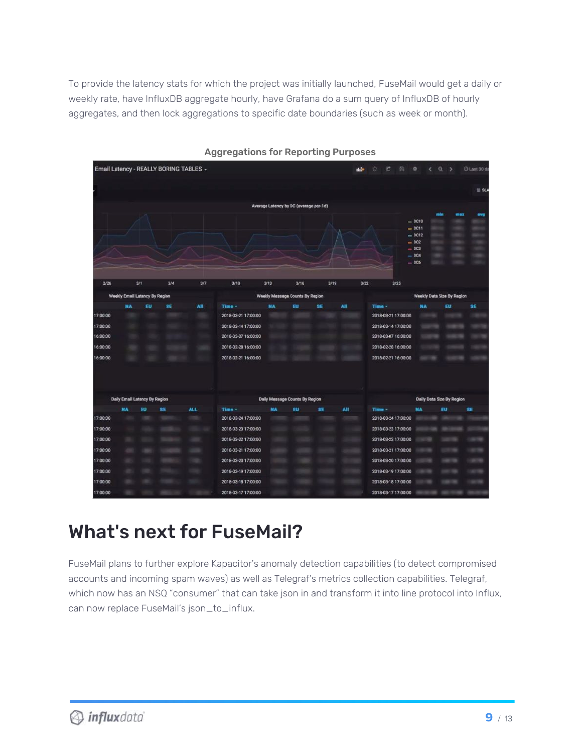To provide the latency stats for which the project was initially launched, FuseMail would get a daily or weekly rate, have InfluxDB aggregate hourly, have Grafana do a sum query of InfluxDB of hourly aggregates, and then lock aggregations to specific date boundaries (such as week or month).

Aggregations for Reporting Purposes

# What's next for FuseMail?

FuseMail plans to further explore Kapacitor's anomaly detection capabilities (to detect compromised accounts and incoming spam waves) as well as Telegraf's metrics collection capabilities. Telegraf, which now has an NSQ "consumer" that can take json in and transform it into line protocol into Influx, can now replace FuseMail's json_to_influx.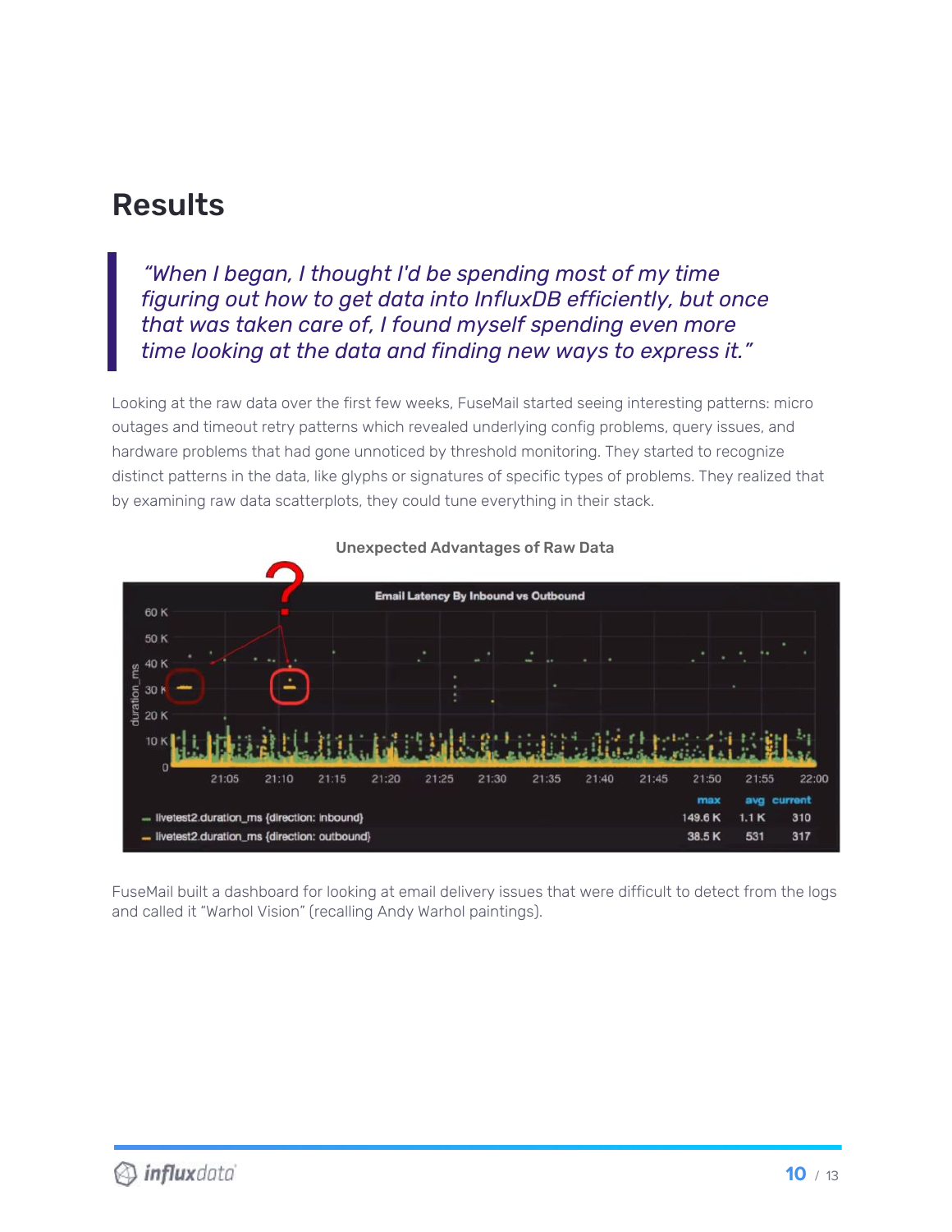## Results

> *"When I began, I thought I'd be spending most of my time figuring out how to get data into InfluxDB efficiently, but once that was taken care of, I found myself spending even more time looking at the data and finding new ways to express it."*

Looking at the raw data over the first few weeks, FuseMail started seeing interesting patterns: micro outages and timeout retry patterns which revealed underlying config problems, query issues, and hardware problems that had gone unnoticed by threshold monitoring. They started to recognize distinct patterns in the data, like glyphs or signatures of specific types of problems. They realized that by examining raw data scatterplots, they could tune everything in their stack.

**Unexpected Advantages of Raw Data**

FuseMail built a dashboard for looking at email delivery issues that were difficult to detect from the logs and called it "Warhol Vision" (recalling Andy Warhol paintings).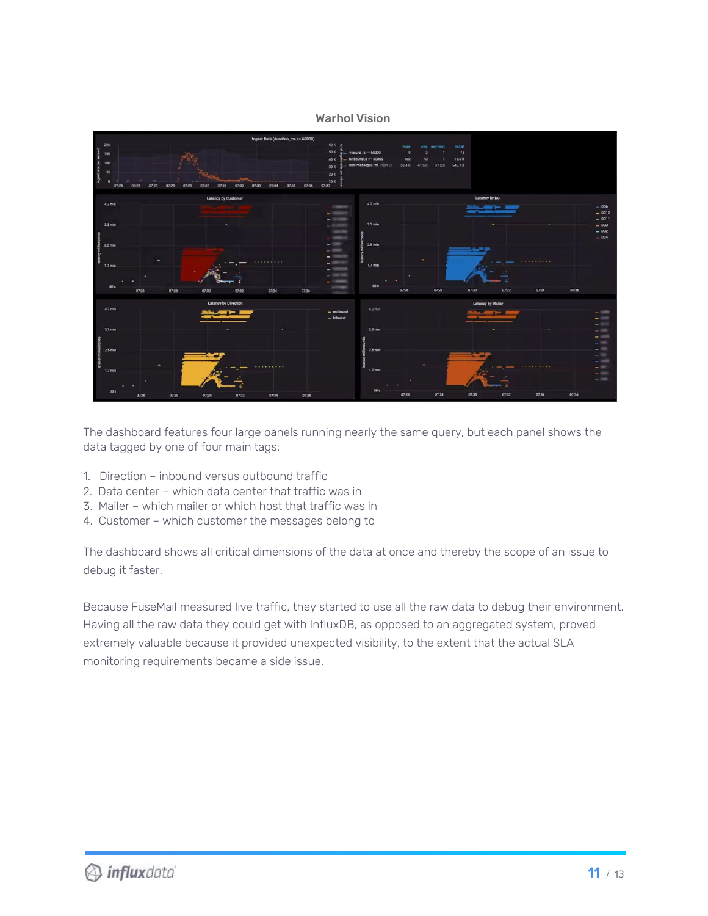Warhol Vision

The dashboard features four large panels running nearly the same query, but each panel shows the data tagged by one of four main tags:

1. Direction – inbound versus outbound traffic
2. Data center – which data center that traffic was in
3. Mailer – which mailer or which host that traffic was in
4. Customer – which customer the messages belong to

The dashboard shows all critical dimensions of the data at once and thereby the scope of an issue to debug it faster.

Because FuseMail measured live traffic, they started to use all the raw data to debug their environment. Having all the raw data they could get with InfluxDB, as opposed to an aggregated system, proved extremely valuable because it provided unexpected visibility, to the extent that the actual SLA monitoring requirements became a side issue.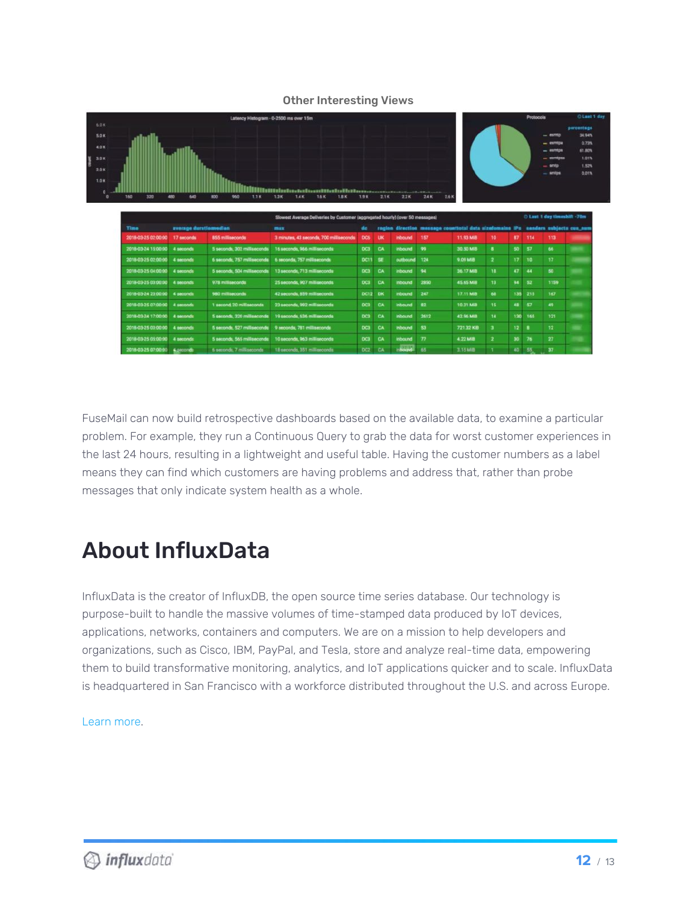Other Interesting Views

FuseMail can now build retrospective dashboards based on the available data, to examine a particular problem. For example, they run a Continuous Query to grab the data for worst customer experiences in the last 24 hours, resulting in a lightweight and useful table. Having the customer numbers as a label means they can find which customers are having problems and address that, rather than probe messages that only indicate system health as a whole.

## About InfluxData

InfluxData is the creator of InfluxDB, the open source time series database. Our technology is purpose-built to handle the massive volumes of time-stamped data produced by IoT devices, applications, networks, containers and computers. We are on a mission to help developers and organizations, such as Cisco, IBM, PayPal, and Tesla, store and analyze real-time data, empowering them to build transformative monitoring, analytics, and IoT applications quicker and to scale. InfluxData is headquartered in San Francisco with a workforce distributed throughout the U.S. and across Europe.

Learn more.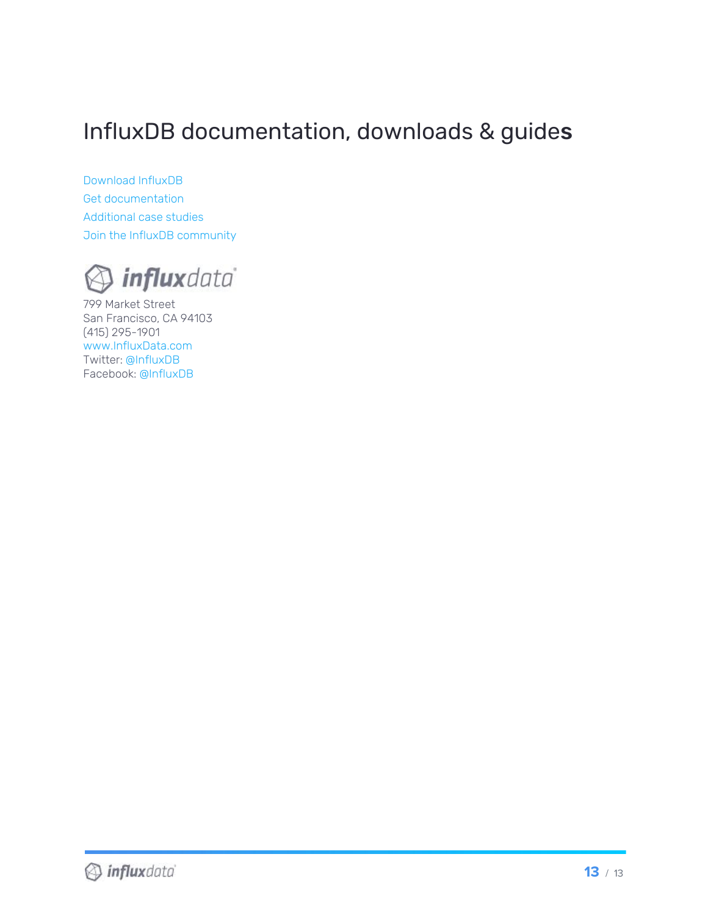# InfluxDB documentation, downloads & guides

Download InfluxDB
Get documentation
Additional case studies
Join the InfluxDB community

799 Market Street
San Francisco, CA 94103
(415) 295-1901
www.InfluxData.com
Twitter: @InfluxDB
Facebook: @InfluxDB